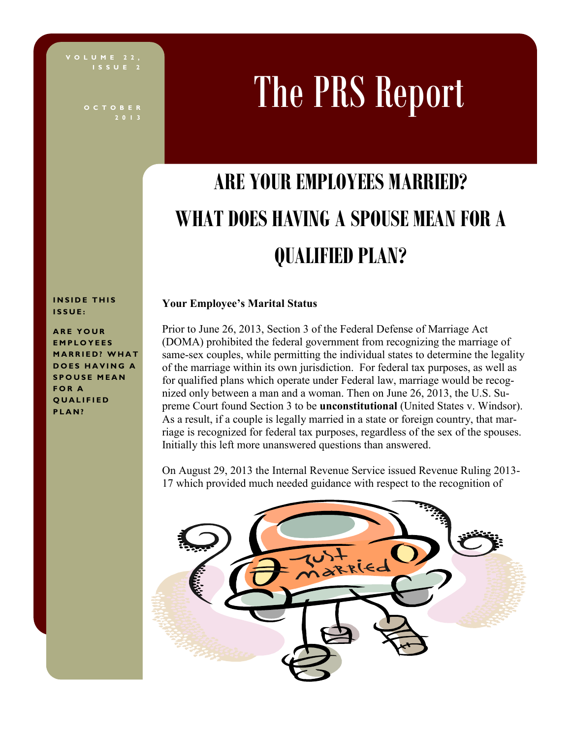# The PRS Report

VOLUME 22, ISSUE 2

OCTOBER 2013

## ARE YOUR EMPLOYEES MARRIED? WHAT DOES HAVING A SPOUSE MEAN FOR A QUALIFIED PLAN?

**INSIDE THIS ISSUE:**

**ARE YOUR EMPLOYEES MARRIED? WHAT DOES HAVING A SPOUSE MEAN FOR A QUALIFIED PLAN?**

### Your Employee's Marital Status

Prior to June 26, 2013, Section 3 of the Federal Defense of Marriage Act (DOMA) prohibited the federal government from recognizing the marriage of same-sex couples, while permitting the individual states to determine the legality of the marriage within its own jurisdiction. For federal tax purposes, as well as for qualified plans which operate under Federal law, marriage would be recognized only between a man and a woman. Then on June 26, 2013, the U.S. Supreme Court found Section 3 to be **unconstitutional** (United States v. Windsor). As a result, if a couple is legally married in a state or foreign country, that marriage is recognized for federal tax purposes, regardless of the sex of the spouses. Initially this left more unanswered questions than answered.

On August 29, 2013 the Internal Revenue Service issued Revenue Ruling 2013-17 which provided much needed guidance with respect to the recognition of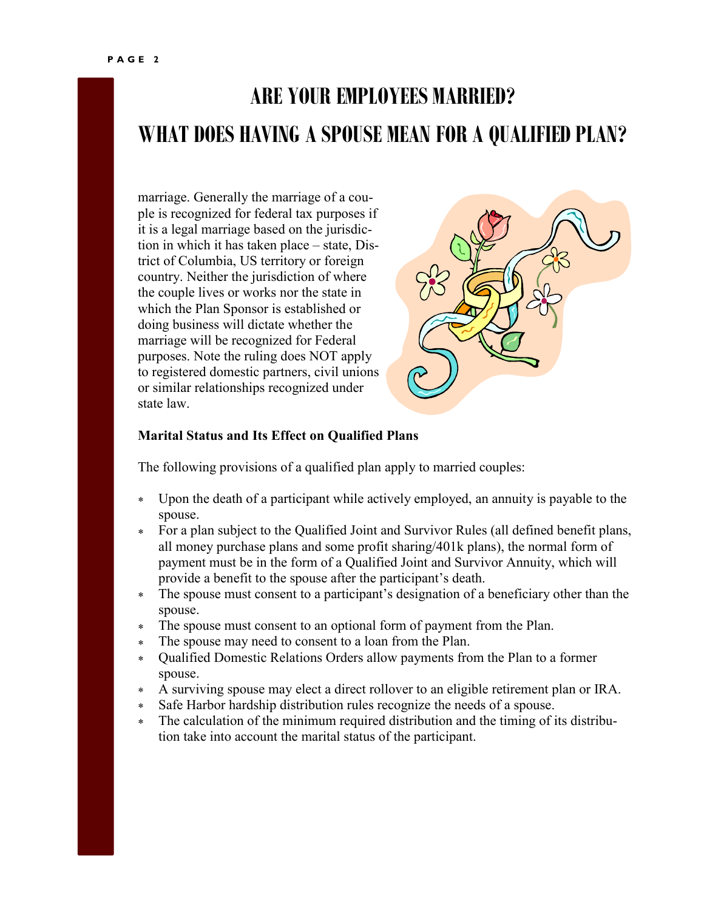# ARE YOUR EMPLOYEES MARRIED?

# WHAT DOES HAVING A SPOUSE MEAN FOR A QUALIFIED PLAN?

marriage. Generally the marriage of a couple is recognized for federal tax purposes if it is a legal marriage based on the jurisdiction in which it has taken place – state, District of Columbia, US territory or foreign country. Neither the jurisdiction of where the couple lives or works nor the state in which the Plan Sponsor is established or doing business will dictate whether the marriage will be recognized for Federal purposes. Note the ruling does NOT apply to registered domestic partners, civil unions or similar relationships recognized under state law.

**Marital Status and Its Effect on Qualified Plans**

The following provisions of a qualified plan apply to married couples:

- Upon the death of a participant while actively employed, an annuity is payable to the spouse.
- For a plan subject to the Qualified Joint and Survivor Rules (all defined benefit plans, all money purchase plans and some profit sharing/401k plans), the normal form of payment must be in the form of a Qualified Joint and Survivor Annuity, which will provide a benefit to the spouse after the participant's death.
- The spouse must consent to a participant's designation of a beneficiary other than the spouse.
- The spouse must consent to an optional form of payment from the Plan.
- The spouse may need to consent to a loan from the Plan.
- Qualified Domestic Relations Orders allow payments from the Plan to a former spouse.
- A surviving spouse may elect a direct rollover to an eligible retirement plan or IRA.
- Safe Harbor hardship distribution rules recognize the needs of a spouse.
- The calculation of the minimum required distribution and the timing of its distribution take into account the marital status of the participant.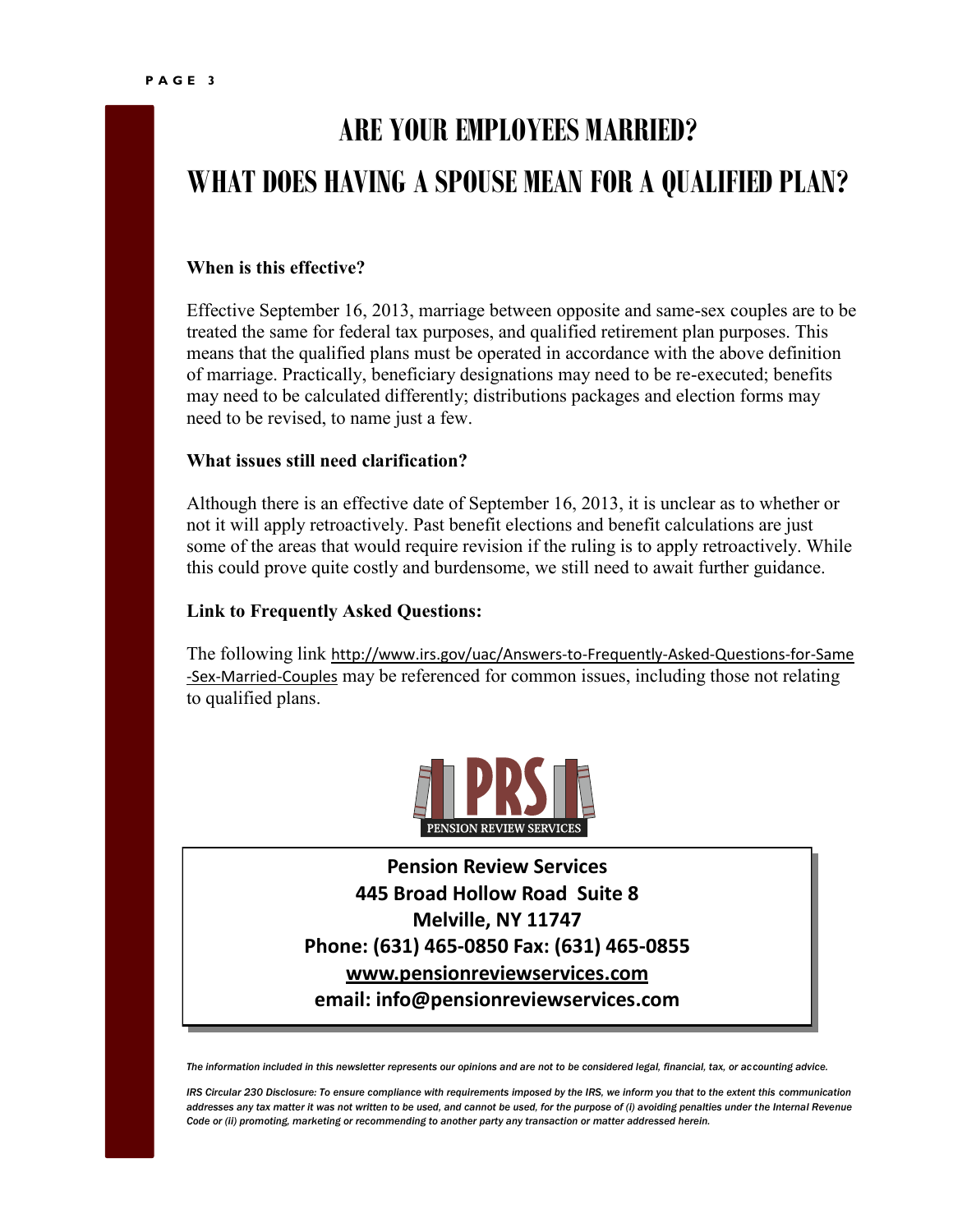# ARE YOUR EMPLOYEES MARRIED?

# WHAT DOES HAVING A SPOUSE MEAN FOR A QUALIFIED PLAN?

**When is this effective?**

Effective September 16, 2013, marriage between opposite and same-sex couples are to be treated the same for federal tax purposes, and qualified retirement plan purposes. This means that the qualified plans must be operated in accordance with the above definition of marriage. Practically, beneficiary designations may need to be re-executed; benefits may need to be calculated differently; distributions packages and election forms may need to be revised, to name just a few.

**What issues still need clarification?**

Although there is an effective date of September 16, 2013, it is unclear as to whether or not it will apply retroactively. Past benefit elections and benefit calculations are just some of the areas that would require revision if the ruling is to apply retroactively. While this could prove quite costly and burdensome, we still need to await further guidance.

**Link to Frequently Asked Questions:**

The following link http://www.irs.gov/uac/Answers-to-Frequently-Asked-Questions-for-Same-Sex-Married-Couples may be referenced for common issues, including those not relating to qualified plans.

PRS
PENSION REVIEW SERVICES

**Pension Review Services**
**445 Broad Hollow Road Suite 8**
**Melville, NY 11747**
**Phone: (631) 465-0850 Fax: (631) 465-0855**
**www.pensionreviewservices.com**
**email: info@pensionreviewservices.com**

*The information included in this newsletter represents our opinions and are not to be considered legal, financial, tax, or accounting advice.*

*IRS Circular 230 Disclosure: To ensure compliance with requirements imposed by the IRS, we inform you that to the extent this communication addresses any tax matter it was not written to be used, and cannot be used, for the purpose of (i) avoiding penalties under the Internal Revenue Code or (ii) promoting, marketing or recommending to another party any transaction or matter addressed herein.*